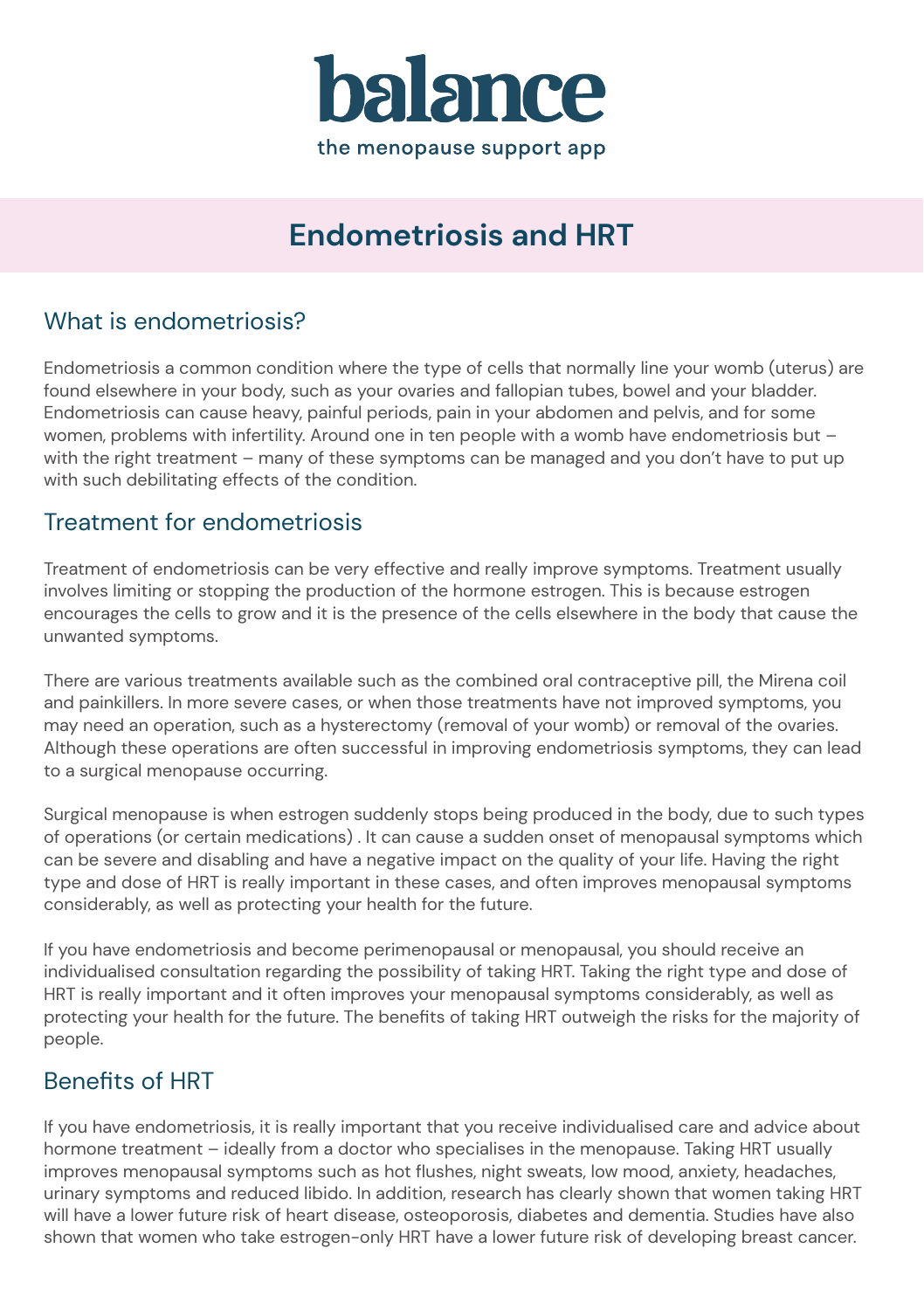# balance

the menopause support app

# Endometriosis and HRT

## What is endometriosis?

Endometriosis a common condition where the type of cells that normally line your womb (uterus) are found elsewhere in your body, such as your ovaries and fallopian tubes, bowel and your bladder. Endometriosis can cause heavy, painful periods, pain in your abdomen and pelvis, and for some women, problems with infertility. Around one in ten people with a womb have endometriosis but – with the right treatment – many of these symptoms can be managed and you don't have to put up with such debilitating effects of the condition.

## Treatment for endometriosis

Treatment of endometriosis can be very effective and really improve symptoms. Treatment usually involves limiting or stopping the production of the hormone estrogen. This is because estrogen encourages the cells to grow and it is the presence of the cells elsewhere in the body that cause the unwanted symptoms.

There are various treatments available such as the combined oral contraceptive pill, the Mirena coil and painkillers. In more severe cases, or when those treatments have not improved symptoms, you may need an operation, such as a hysterectomy (removal of your womb) or removal of the ovaries. Although these operations are often successful in improving endometriosis symptoms, they can lead to a surgical menopause occurring.

Surgical menopause is when estrogen suddenly stops being produced in the body, due to such types of operations (or certain medications) . It can cause a sudden onset of menopausal symptoms which can be severe and disabling and have a negative impact on the quality of your life. Having the right type and dose of HRT is really important in these cases, and often improves menopausal symptoms considerably, as well as protecting your health for the future.

If you have endometriosis and become perimenopausal or menopausal, you should receive an individualised consultation regarding the possibility of taking HRT. Taking the right type and dose of HRT is really important and it often improves your menopausal symptoms considerably, as well as protecting your health for the future. The benefits of taking HRT outweigh the risks for the majority of people.

## Benefits of HRT

If you have endometriosis, it is really important that you receive individualised care and advice about hormone treatment – ideally from a doctor who specialises in the menopause. Taking HRT usually improves menopausal symptoms such as hot flushes, night sweats, low mood, anxiety, headaches, urinary symptoms and reduced libido. In addition, research has clearly shown that women taking HRT will have a lower future risk of heart disease, osteoporosis, diabetes and dementia. Studies have also shown that women who take estrogen-only HRT have a lower future risk of developing breast cancer.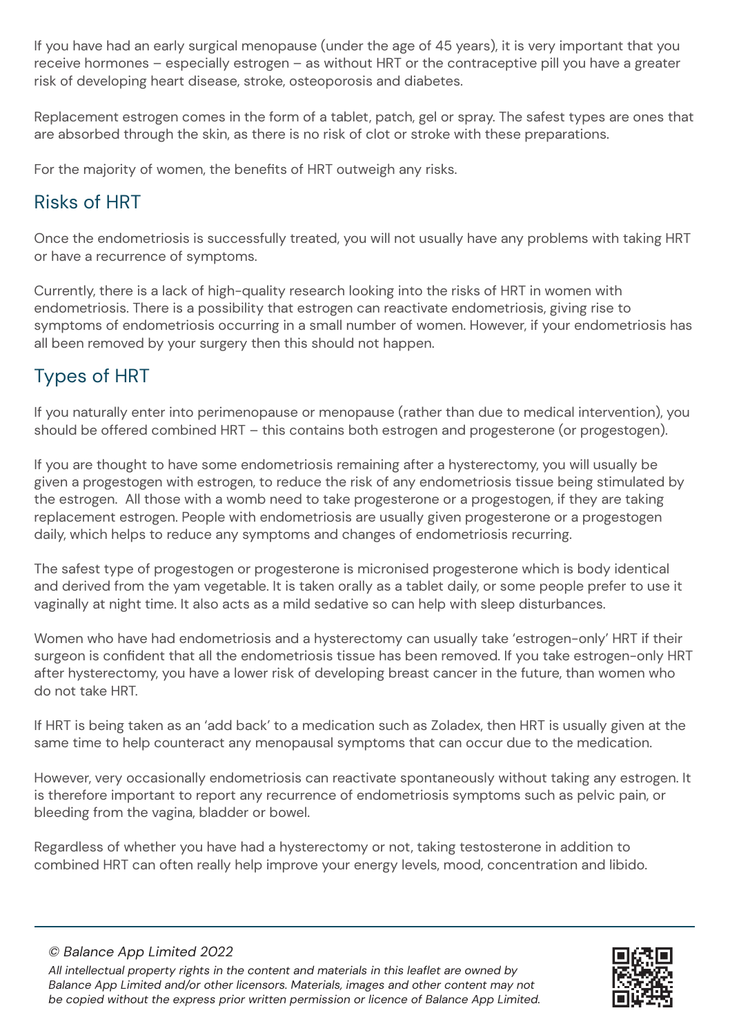If you have had an early surgical menopause (under the age of 45 years), it is very important that you receive hormones – especially estrogen – as without HRT or the contraceptive pill you have a greater risk of developing heart disease, stroke, osteoporosis and diabetes.

Replacement estrogen comes in the form of a tablet, patch, gel or spray. The safest types are ones that are absorbed through the skin, as there is no risk of clot or stroke with these preparations.

For the majority of women, the benefits of HRT outweigh any risks.

## Risks of HRT

Once the endometriosis is successfully treated, you will not usually have any problems with taking HRT or have a recurrence of symptoms.

Currently, there is a lack of high-quality research looking into the risks of HRT in women with endometriosis. There is a possibility that estrogen can reactivate endometriosis, giving rise to symptoms of endometriosis occurring in a small number of women. However, if your endometriosis has all been removed by your surgery then this should not happen.

## Types of HRT

If you naturally enter into perimenopause or menopause (rather than due to medical intervention), you should be offered combined HRT – this contains both estrogen and progesterone (or progestogen).

If you are thought to have some endometriosis remaining after a hysterectomy, you will usually be given a progestogen with estrogen, to reduce the risk of any endometriosis tissue being stimulated by the estrogen. All those with a womb need to take progesterone or a progestogen, if they are taking replacement estrogen. People with endometriosis are usually given progesterone or a progestogen daily, which helps to reduce any symptoms and changes of endometriosis recurring.

The safest type of progestogen or progesterone is micronised progesterone which is body identical and derived from the yam vegetable. It is taken orally as a tablet daily, or some people prefer to use it vaginally at night time. It also acts as a mild sedative so can help with sleep disturbances.

Women who have had endometriosis and a hysterectomy can usually take 'estrogen-only' HRT if their surgeon is confident that all the endometriosis tissue has been removed. If you take estrogen-only HRT after hysterectomy, you have a lower risk of developing breast cancer in the future, than women who do not take HRT.

If HRT is being taken as an 'add back' to a medication such as Zoladex, then HRT is usually given at the same time to help counteract any menopausal symptoms that can occur due to the medication.

However, very occasionally endometriosis can reactivate spontaneously without taking any estrogen. It is therefore important to report any recurrence of endometriosis symptoms such as pelvic pain, or bleeding from the vagina, bladder or bowel.

Regardless of whether you have had a hysterectomy or not, taking testosterone in addition to combined HRT can often really help improve your energy levels, mood, concentration and libido.

*© Balance App Limited 2022*

*All intellectual property rights in the content and materials in this leaflet are owned by Balance App Limited and/or other licensors. Materials, images and other content may not be copied without the express prior written permission or licence of Balance App Limited.*